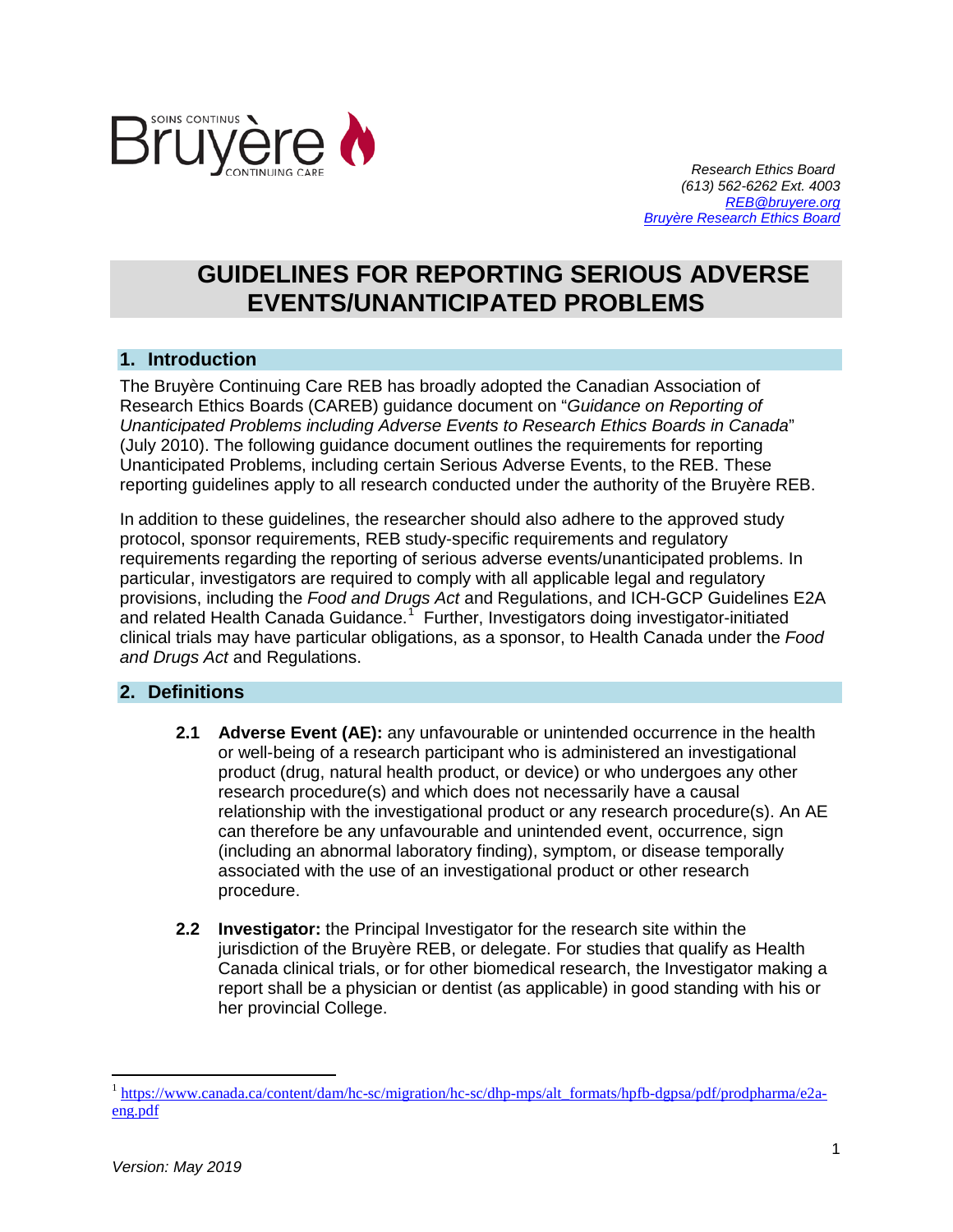Research Ethics Board
(613) 562-6262 Ext. 4003
REB@bruyere.org
Bruyère Research Ethics Board

# GUIDELINES FOR REPORTING SERIOUS ADVERSE EVENTS/UNANTICIPATED PROBLEMS

## 1. Introduction

The Bruyère Continuing Care REB has broadly adopted the Canadian Association of Research Ethics Boards (CAREB) guidance document on "*Guidance on Reporting of Unanticipated Problems including Adverse Events to Research Ethics Boards in Canada*" (July 2010). The following guidance document outlines the requirements for reporting Unanticipated Problems, including certain Serious Adverse Events, to the REB. These reporting guidelines apply to all research conducted under the authority of the Bruyère REB.

In addition to these guidelines, the researcher should also adhere to the approved study protocol, sponsor requirements, REB study-specific requirements and regulatory requirements regarding the reporting of serious adverse events/unanticipated problems. In particular, investigators are required to comply with all applicable legal and regulatory provisions, including the *Food and Drugs Act* and Regulations, and ICH-GCP Guidelines E2A and related Health Canada Guidance.[1] Further, Investigators doing investigator-initiated clinical trials may have particular obligations, as a sponsor, to Health Canada under the *Food and Drugs Act* and Regulations.

## 2. Definitions

**2.1 Adverse Event (AE):** any unfavourable or unintended occurrence in the health or well-being of a research participant who is administered an investigational product (drug, natural health product, or device) or who undergoes any other research procedure(s) and which does not necessarily have a causal relationship with the investigational product or any research procedure(s). An AE can therefore be any unfavourable and unintended event, occurrence, sign (including an abnormal laboratory finding), symptom, or disease temporally associated with the use of an investigational product or other research procedure.

**2.2 Investigator:** the Principal Investigator for the research site within the jurisdiction of the Bruyère REB, or delegate. For studies that qualify as Health Canada clinical trials, or for other biomedical research, the Investigator making a report shall be a physician or dentist (as applicable) in good standing with his or her provincial College.

---

[1] https://www.canada.ca/content/dam/hc-sc/migration/hc-sc/dhp-mps/alt_formats/hpfb-dgpsa/pdf/prodpharma/e2a-eng.pdf

*Version: May 2019*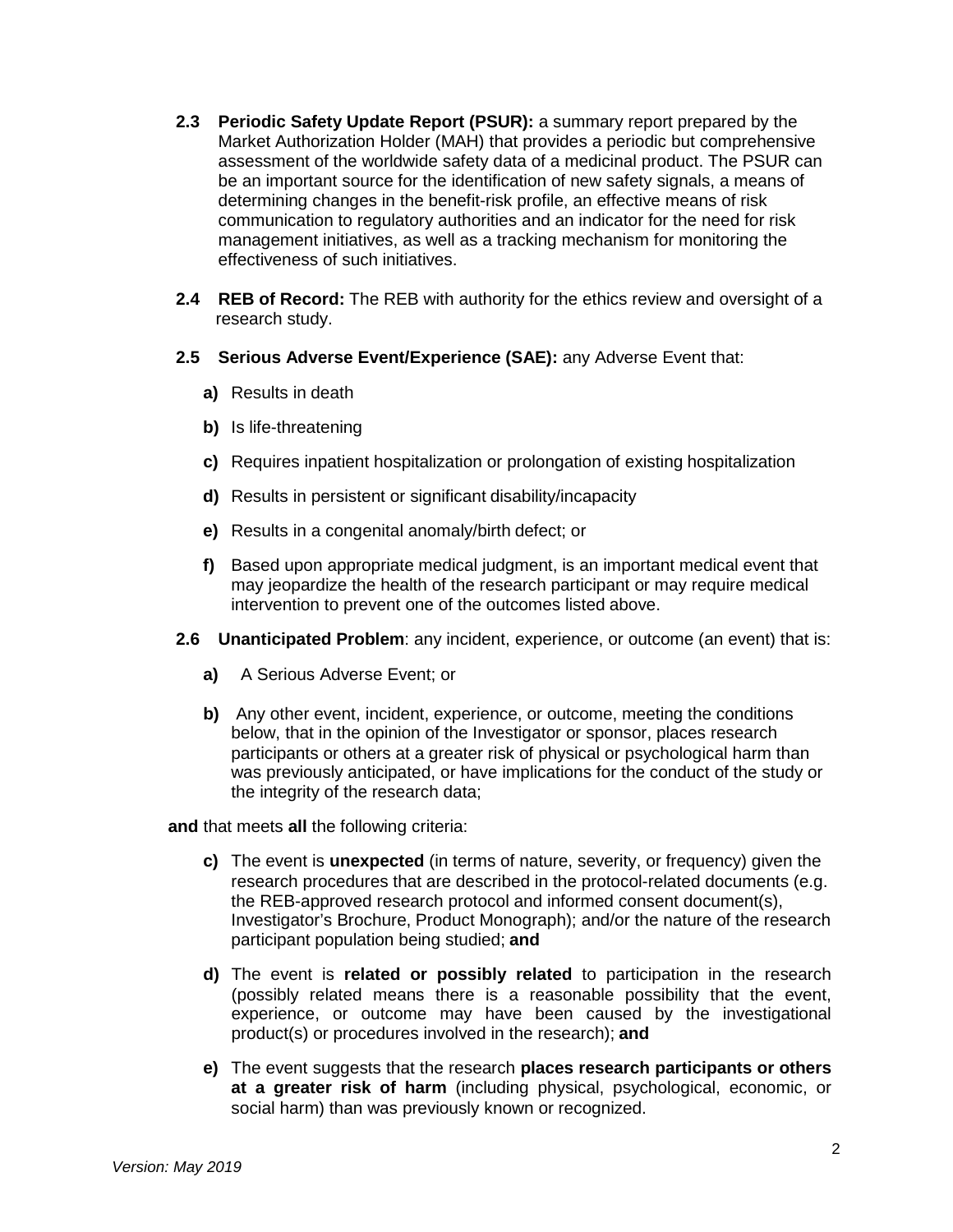**2.3 Periodic Safety Update Report (PSUR):** a summary report prepared by the Market Authorization Holder (MAH) that provides a periodic but comprehensive assessment of the worldwide safety data of a medicinal product. The PSUR can be an important source for the identification of new safety signals, a means of determining changes in the benefit-risk profile, an effective means of risk communication to regulatory authorities and an indicator for the need for risk management initiatives, as well as a tracking mechanism for monitoring the effectiveness of such initiatives.

**2.4 REB of Record:** The REB with authority for the ethics review and oversight of a research study.

**2.5 Serious Adverse Event/Experience (SAE):** any Adverse Event that:

- **a)** Results in death
- **b)** Is life-threatening
- **c)** Requires inpatient hospitalization or prolongation of existing hospitalization
- **d)** Results in persistent or significant disability/incapacity
- **e)** Results in a congenital anomaly/birth defect; or
- **f)** Based upon appropriate medical judgment, is an important medical event that may jeopardize the health of the research participant or may require medical intervention to prevent one of the outcomes listed above.

**2.6 Unanticipated Problem**: any incident, experience, or outcome (an event) that is:

- **a)** A Serious Adverse Event; or
- **b)** Any other event, incident, experience, or outcome, meeting the conditions below, that in the opinion of the Investigator or sponsor, places research participants or others at a greater risk of physical or psychological harm than was previously anticipated, or have implications for the conduct of the study or the integrity of the research data;

**and** that meets **all** the following criteria:

- **c)** The event is **unexpected** (in terms of nature, severity, or frequency) given the research procedures that are described in the protocol-related documents (e.g. the REB-approved research protocol and informed consent document(s), Investigator's Brochure, Product Monograph); and/or the nature of the research participant population being studied; **and**
- **d)** The event is **related or possibly related** to participation in the research (possibly related means there is a reasonable possibility that the event, experience, or outcome may have been caused by the investigational product(s) or procedures involved in the research); **and**
- **e)** The event suggests that the research **places research participants or others at a greater risk of harm** (including physical, psychological, economic, or social harm) than was previously known or recognized.

*Version: May 2019*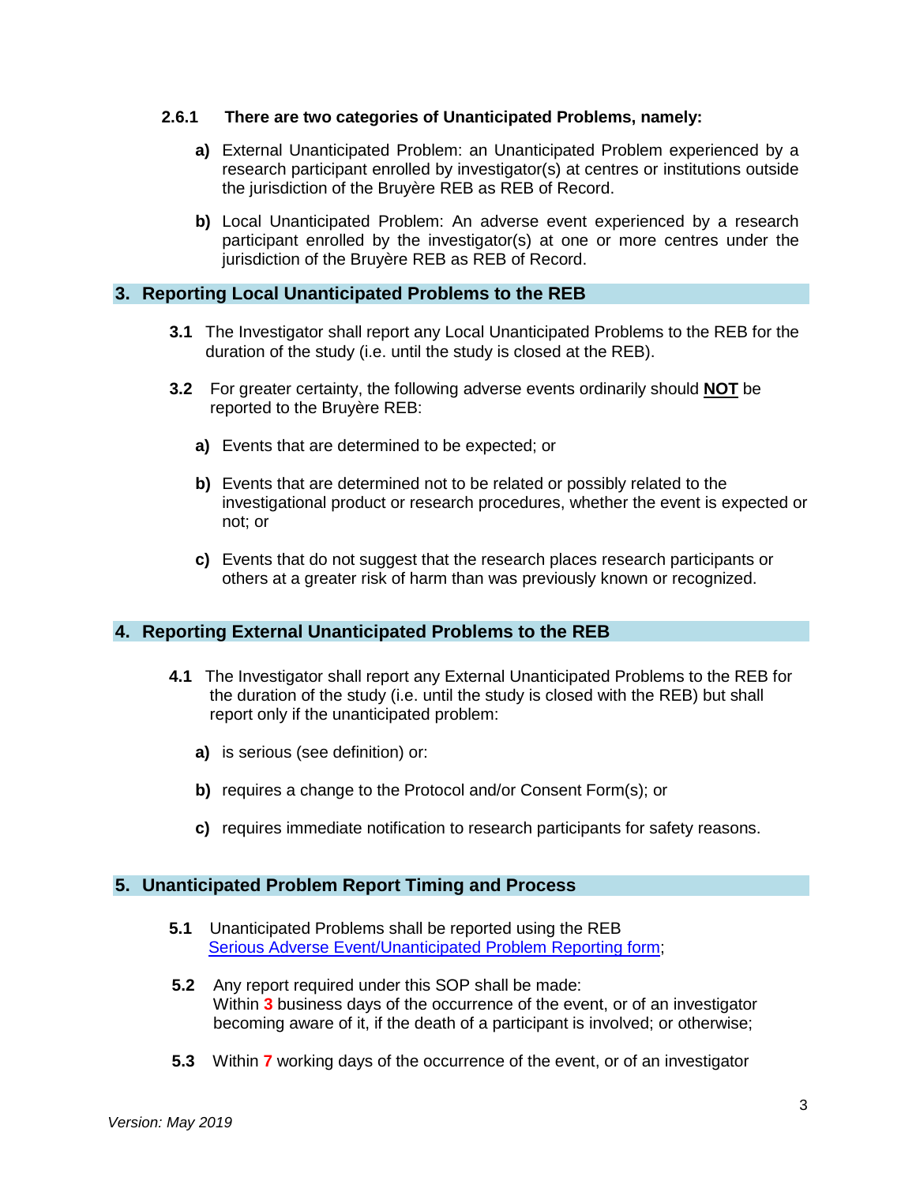**2.6.1 There are two categories of Unanticipated Problems, namely:**

- **a)** External Unanticipated Problem: an Unanticipated Problem experienced by a research participant enrolled by investigator(s) at centres or institutions outside the jurisdiction of the Bruyère REB as REB of Record.

- **b)** Local Unanticipated Problem: An adverse event experienced by a research participant enrolled by the investigator(s) at one or more centres under the jurisdiction of the Bruyère REB as REB of Record.

## 3. Reporting Local Unanticipated Problems to the REB

**3.1** The Investigator shall report any Local Unanticipated Problems to the REB for the duration of the study (i.e. until the study is closed at the REB).

**3.2** For greater certainty, the following adverse events ordinarily should **NOT** be reported to the Bruyère REB:

- **a)** Events that are determined to be expected; or

- **b)** Events that are determined not to be related or possibly related to the investigational product or research procedures, whether the event is expected or not; or

- **c)** Events that do not suggest that the research places research participants or others at a greater risk of harm than was previously known or recognized.

## 4. Reporting External Unanticipated Problems to the REB

**4.1** The Investigator shall report any External Unanticipated Problems to the REB for the duration of the study (i.e. until the study is closed with the REB) but shall report only if the unanticipated problem:

- **a)** is serious (see definition) or:

- **b)** requires a change to the Protocol and/or Consent Form(s); or

- **c)** requires immediate notification to research participants for safety reasons.

## 5. Unanticipated Problem Report Timing and Process

**5.1** Unanticipated Problems shall be reported using the REB Serious Adverse Event/Unanticipated Problem Reporting form;

**5.2** Any report required under this SOP shall be made:
Within **3** business days of the occurrence of the event, or of an investigator becoming aware of it, if the death of a participant is involved; or otherwise;

**5.3** Within **7** working days of the occurrence of the event, or of an investigator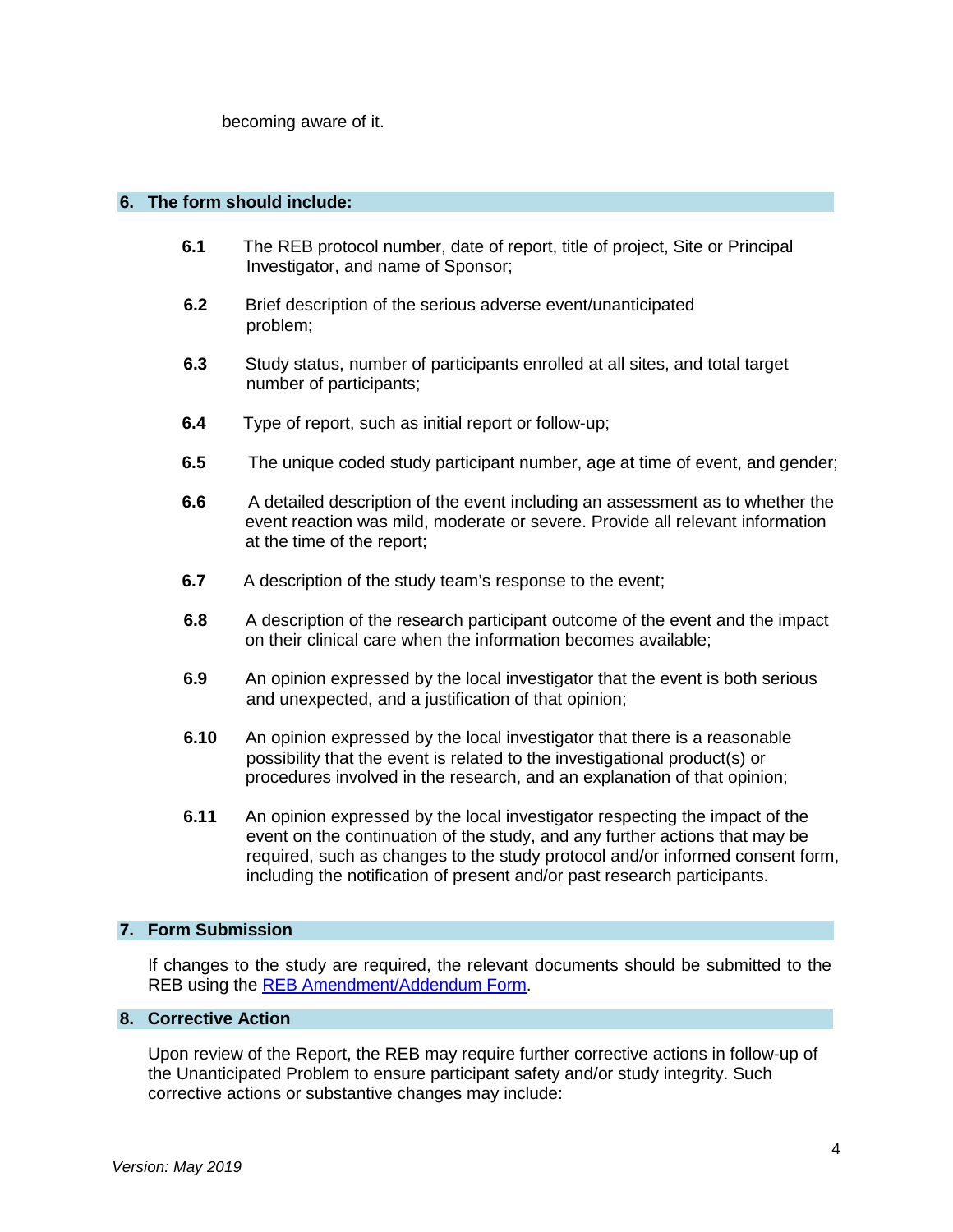becoming aware of it.

## 6. The form should include:

**6.1** The REB protocol number, date of report, title of project, Site or Principal Investigator, and name of Sponsor;

**6.2** Brief description of the serious adverse event/unanticipated problem;

**6.3** Study status, number of participants enrolled at all sites, and total target number of participants;

**6.4** Type of report, such as initial report or follow-up;

**6.5** The unique coded study participant number, age at time of event, and gender;

**6.6** A detailed description of the event including an assessment as to whether the event reaction was mild, moderate or severe. Provide all relevant information at the time of the report;

**6.7** A description of the study team's response to the event;

**6.8** A description of the research participant outcome of the event and the impact on their clinical care when the information becomes available;

**6.9** An opinion expressed by the local investigator that the event is both serious and unexpected, and a justification of that opinion;

**6.10** An opinion expressed by the local investigator that there is a reasonable possibility that the event is related to the investigational product(s) or procedures involved in the research, and an explanation of that opinion;

**6.11** An opinion expressed by the local investigator respecting the impact of the event on the continuation of the study, and any further actions that may be required, such as changes to the study protocol and/or informed consent form, including the notification of present and/or past research participants.

## 7. Form Submission

If changes to the study are required, the relevant documents should be submitted to the REB using the REB Amendment/Addendum Form.

## 8. Corrective Action

Upon review of the Report, the REB may require further corrective actions in follow-up of the Unanticipated Problem to ensure participant safety and/or study integrity. Such corrective actions or substantive changes may include: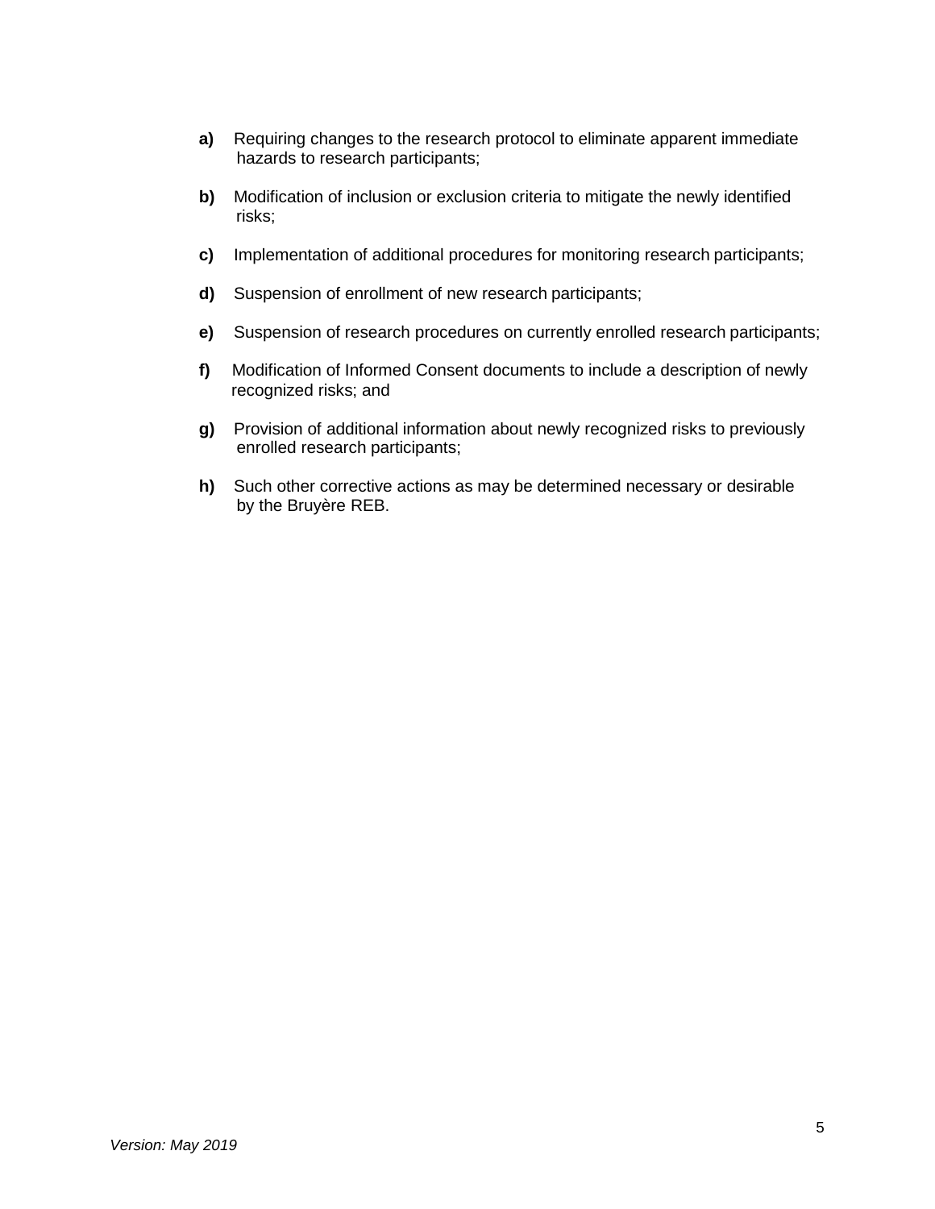**a)** Requiring changes to the research protocol to eliminate apparent immediate hazards to research participants;

**b)** Modification of inclusion or exclusion criteria to mitigate the newly identified risks;

**c)** Implementation of additional procedures for monitoring research participants;

**d)** Suspension of enrollment of new research participants;

**e)** Suspension of research procedures on currently enrolled research participants;

**f)** Modification of Informed Consent documents to include a description of newly recognized risks; and

**g)** Provision of additional information about newly recognized risks to previously enrolled research participants;

**h)** Such other corrective actions as may be determined necessary or desirable by the Bruyère REB.

*Version: May 2019*